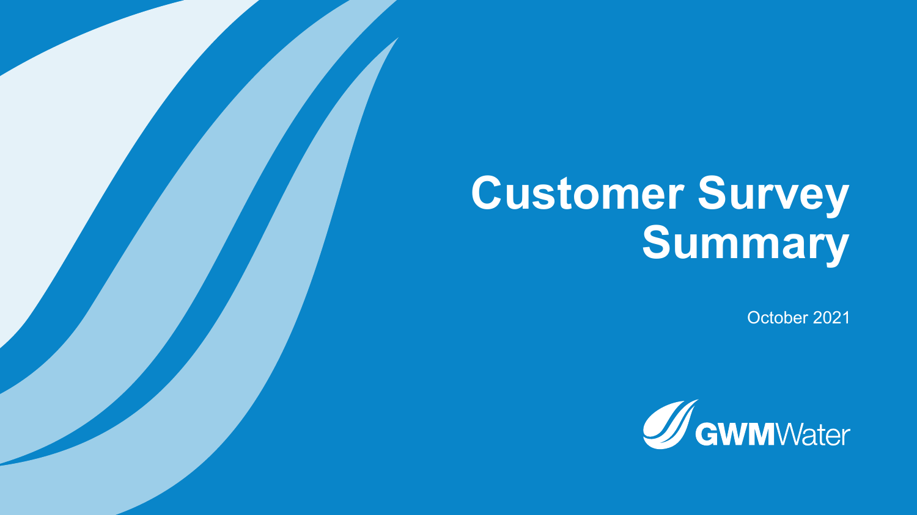# Customer Survey Summary

October 2021

GWMWater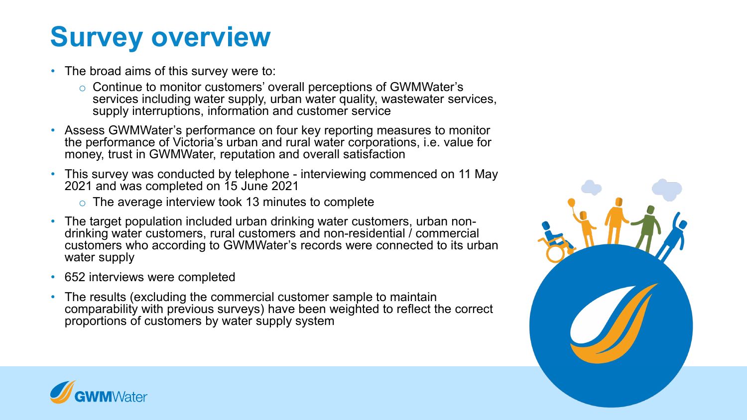# Survey overview

- The broad aims of this survey were to:
  - Continue to monitor customers' overall perceptions of GWMWater's services including water supply, urban water quality, wastewater services, supply interruptions, information and customer service
- Assess GWMWater's performance on four key reporting measures to monitor the performance of Victoria's urban and rural water corporations, i.e. value for money, trust in GWMWater, reputation and overall satisfaction
- This survey was conducted by telephone - interviewing commenced on 11 May 2021 and was completed on 15 June 2021
  - The average interview took 13 minutes to complete
- The target population included urban drinking water customers, urban non-drinking water customers, rural customers and non-residential / commercial customers who according to GWMWater's records were connected to its urban water supply
- 652 interviews were completed
- The results (excluding the commercial customer sample to maintain comparability with previous surveys) have been weighted to reflect the correct proportions of customers by water supply system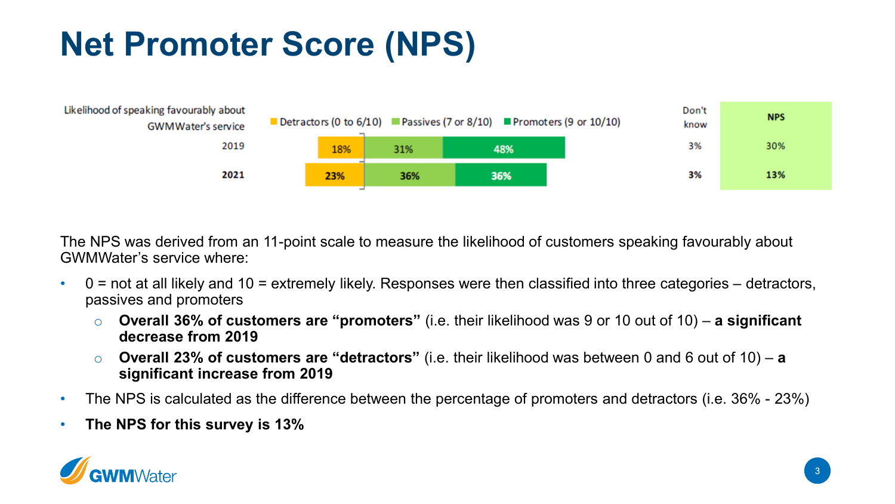# Net Promoter Score (NPS)

| Likelihood of speaking favourably about GWMWater's service | Detractors (0 to 6/10) | Passives (7 or 8/10) | Promoters (9 or 10/10) | Don't know | NPS |
|---|---|---|---|---|---|
| 2019 | 18% | 31% | 48% | 3% | 30% |
| **2021** | **23%** | **36%** | **36%** | **3%** | **13%** |

The NPS was derived from an 11-point scale to measure the likelihood of customers speaking favourably about GWMWater's service where:

- 0 = not at all likely and 10 = extremely likely. Responses were then classified into three categories – detractors, passives and promoters
  - **Overall 36% of customers are "promoters"** (i.e. their likelihood was 9 or 10 out of 10) – **a significant decrease from 2019**
  - **Overall 23% of customers are "detractors"** (i.e. their likelihood was between 0 and 6 out of 10) – **a significant increase from 2019**
- The NPS is calculated as the difference between the percentage of promoters and detractors (i.e. 36% - 23%)
- **The NPS for this survey is 13%**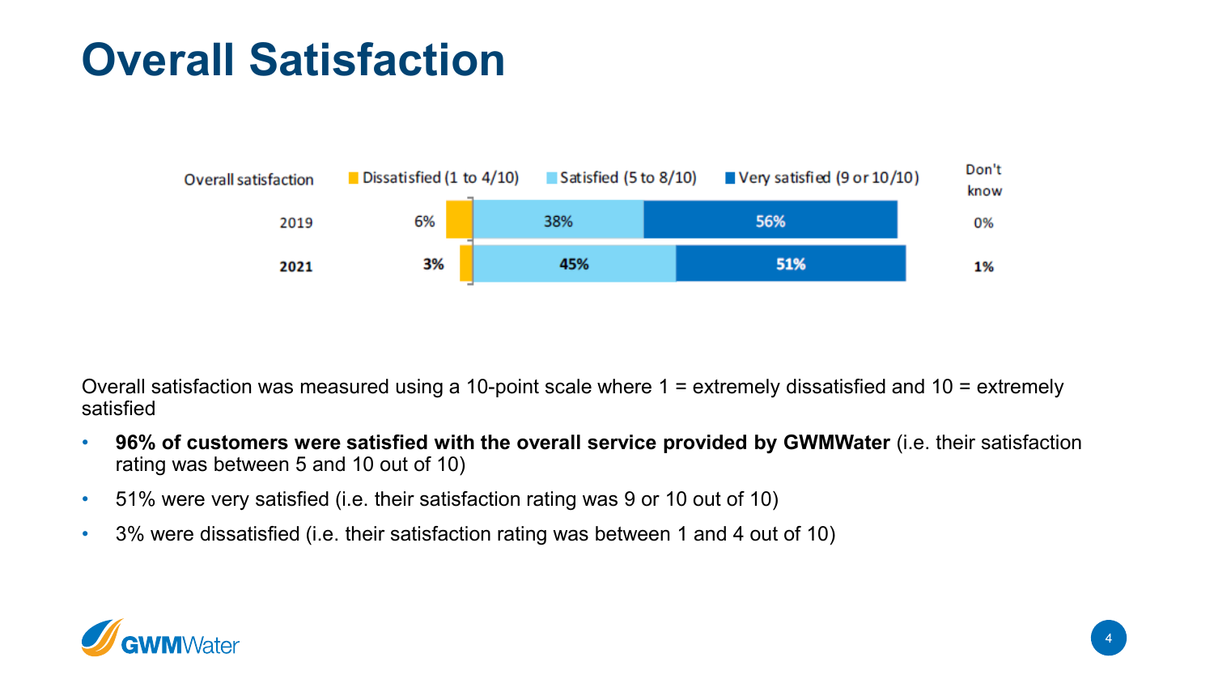# Overall Satisfaction

| Overall satisfaction | Dissatisfied (1 to 4/10) | Satisfied (5 to 8/10) | Very satisfied (9 or 10/10) | Don't know |
| --- | --- | --- | --- | --- |
| 2019 | 6% | 38% | 56% | 0% |
| **2021** | **3%** | **45%** | **51%** | **1%** |

Overall satisfaction was measured using a 10-point scale where 1 = extremely dissatisfied and 10 = extremely satisfied

- **96% of customers were satisfied with the overall service provided by GWMWater** (i.e. their satisfaction rating was between 5 and 10 out of 10)
- 51% were very satisfied (i.e. their satisfaction rating was 9 or 10 out of 10)
- 3% were dissatisfied (i.e. their satisfaction rating was between 1 and 4 out of 10)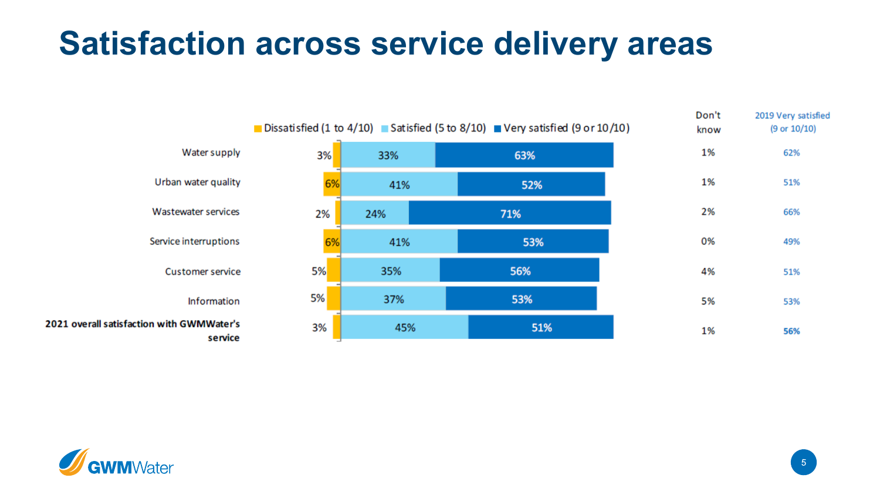# Satisfaction across service delivery areas

| | Dissatisfied (1 to 4/10) | Satisfied (5 to 8/10) | Very satisfied (9 or 10/10) | Don't know | 2019 Very satisfied (9 or 10/10) |
|---|---|---|---|---|---|
| Water supply | 3% | 33% | 63% | 1% | 62% |
| Urban water quality | 6% | 41% | 52% | 1% | 51% |
| Wastewater services | 2% | 24% | 71% | 2% | 66% |
| Service interruptions | 6% | 41% | 53% | 0% | 49% |
| Customer service | 5% | 35% | 56% | 4% | 51% |
| Information | 5% | 37% | 53% | 5% | 53% |
| **2021 overall satisfaction with GWMWater's service** | 3% | 45% | 51% | 1% | **56%** |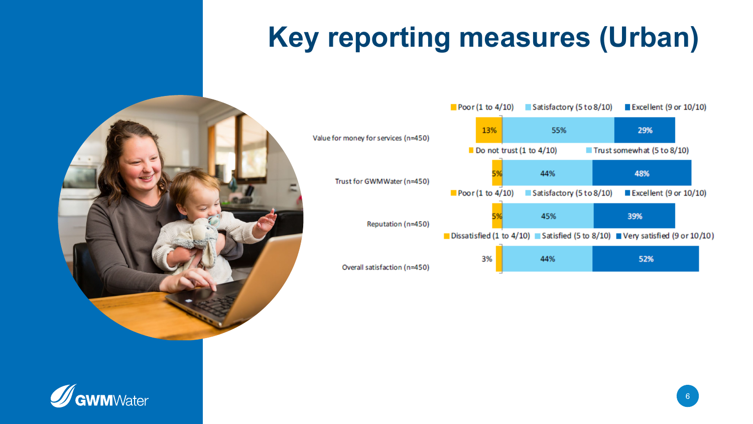# Key reporting measures (Urban)

| Measure | Poor / Do not trust / Dissatisfied (1 to 4/10) | Satisfactory / Trust somewhat / Satisfied (5 to 8/10) | Excellent / Very satisfied (9 or 10/10) |
|---|---|---|---|
| Value for money for services (n=450) | 13% | 55% | 29% |
| Trust for GWMWater (n=450) | 5% | 44% | 48% |
| Reputation (n=450) | 5% | 45% | 39% |
| Overall satisfaction (n=450) | 3% | 44% | 52% |

Legend labels by measure:

- Value for money for services: Poor (1 to 4/10), Satisfactory (5 to 8/10), Excellent (9 or 10/10)
- Trust for GWMWater: Do not trust (1 to 4/10), Trust somewhat (5 to 8/10)
- Reputation: Poor (1 to 4/10), Satisfactory (5 to 8/10), Excellent (9 or 10/10)
- Overall satisfaction: Dissatisfied (1 to 4/10), Satisfied (5 to 8/10), Very satisfied (9 or 10/10)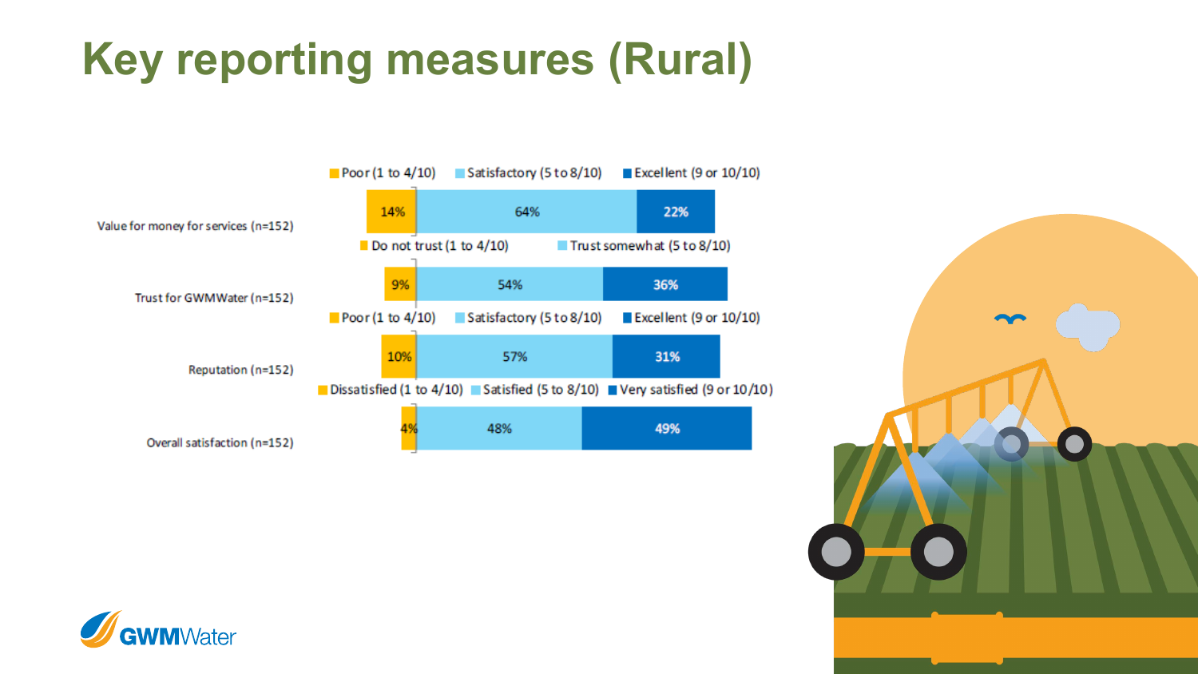# Key reporting measures (Rural)

| Measure | Poor / Do not trust / Dissatisfied (1 to 4/10) | Satisfactory / Trust somewhat / Satisfied (5 to 8/10) | Excellent / Very satisfied (9 or 10/10) |
|---|---|---|---|
| Value for money for services (n=152) | 14% | 64% | 22% |
| Trust for GWMWater (n=152) | 9% | 54% | 36% |
| Reputation (n=152) | 10% | 57% | 31% |
| Overall satisfaction (n=152) | 4% | 48% | 49% |

Legend labels by measure:
- Value for money for services: Poor (1 to 4/10), Satisfactory (5 to 8/10), Excellent (9 or 10/10)
- Trust for GWMWater: Do not trust (1 to 4/10), Trust somewhat (5 to 8/10)
- Reputation: Poor (1 to 4/10), Satisfactory (5 to 8/10), Excellent (9 or 10/10)
- Overall satisfaction: Dissatisfied (1 to 4/10), Satisfied (5 to 8/10), Very satisfied (9 or 10/10)

GWMWater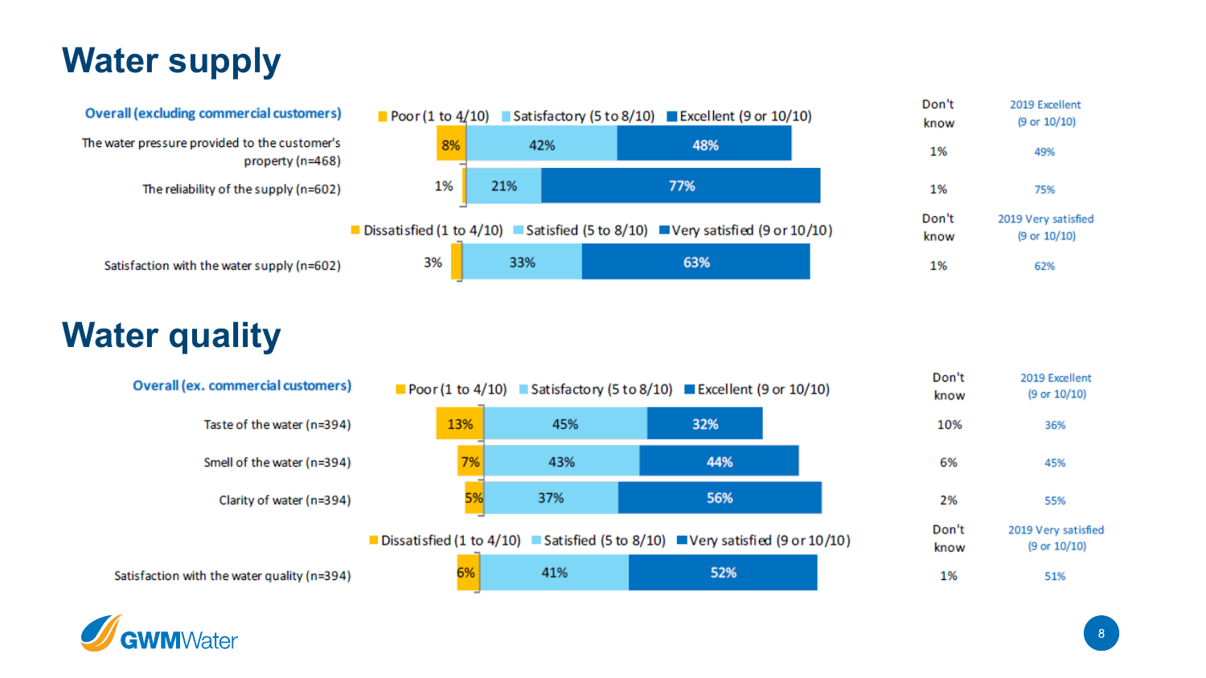# Water supply

**Overall (excluding commercial customers)**

| | Poor (1 to 4/10) | Satisfactory (5 to 8/10) | Excellent (9 or 10/10) | Don't know | 2019 Excellent (9 or 10/10) |
|---|---|---|---|---|---|
| The water pressure provided to the customer's property (n=468) | 8% | 42% | 48% | 1% | 49% |
| The reliability of the supply (n=602) | 1% | 21% | 77% | 1% | 75% |

| | Dissatisfied (1 to 4/10) | Satisfied (5 to 8/10) | Very satisfied (9 or 10/10) | Don't know | 2019 Very satisfied (9 or 10/10) |
|---|---|---|---|---|---|
| Satisfaction with the water supply (n=602) | 3% | 33% | 63% | 1% | 62% |

# Water quality

**Overall (ex. commercial customers)**

| | Poor (1 to 4/10) | Satisfactory (5 to 8/10) | Excellent (9 or 10/10) | Don't know | 2019 Excellent (9 or 10/10) |
|---|---|---|---|---|---|
| Taste of the water (n=394) | 13% | 45% | 32% | 10% | 36% |
| Smell of the water (n=394) | 7% | 43% | 44% | 6% | 45% |
| Clarity of water (n=394) | 5% | 37% | 56% | 2% | 55% |

| | Dissatisfied (1 to 4/10) | Satisfied (5 to 8/10) | Very satisfied (9 or 10/10) | Don't know | 2019 Very satisfied (9 or 10/10) |
|---|---|---|---|---|---|
| Satisfaction with the water quality (n=394) | 6% | 41% | 52% | 1% | 51% |

GWMWater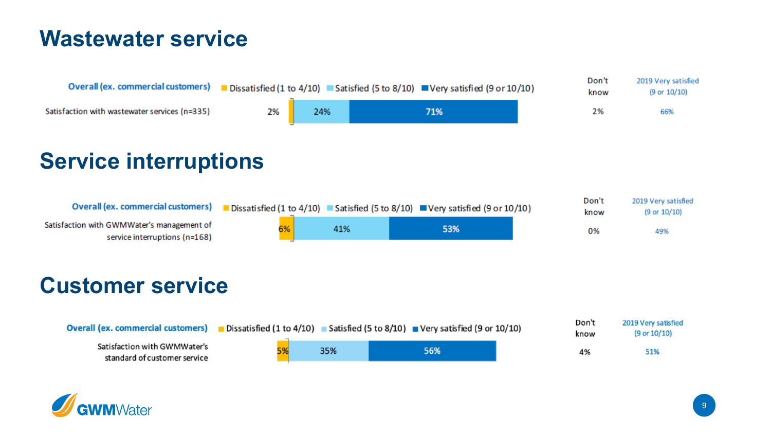# Wastewater service

| Overall (ex. commercial customers) | Dissatisfied (1 to 4/10) | Satisfied (5 to 8/10) | Very satisfied (9 or 10/10) | Don't know | 2019 Very satisfied (9 or 10/10) |
|---|---|---|---|---|---|
| Satisfaction with wastewater services (n=335) | 2% | 24% | 71% | 2% | 66% |

# Service interruptions

| Overall (ex. commercial customers) | Dissatisfied (1 to 4/10) | Satisfied (5 to 8/10) | Very satisfied (9 or 10/10) | Don't know | 2019 Very satisfied (9 or 10/10) |
|---|---|---|---|---|---|
| Satisfaction with GWMWater's management of service interruptions (n=168) | 6% | 41% | 53% | 0% | 49% |

# Customer service

| Overall (ex. commercial customers) | Dissatisfied (1 to 4/10) | Satisfied (5 to 8/10) | Very satisfied (9 or 10/10) | Don't know | 2019 Very satisfied (9 or 10/10) |
|---|---|---|---|---|---|
| Satisfaction with GWMWater's standard of customer service | 5% | 35% | 56% | 4% | 51% |

GWMWater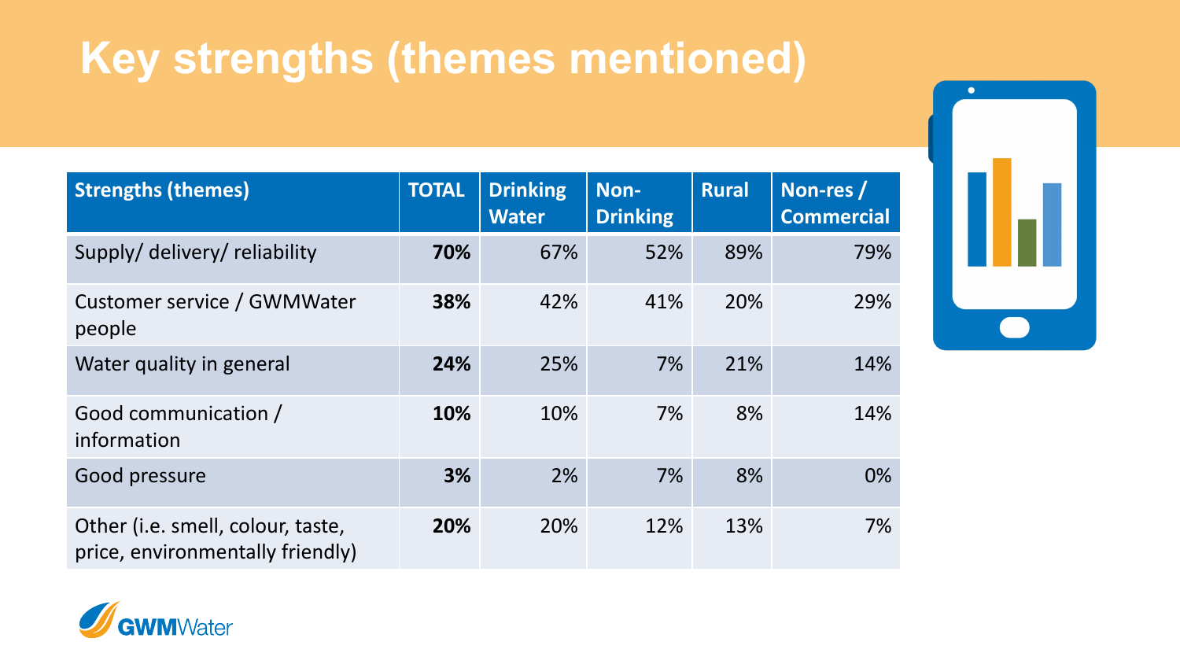# Key strengths (themes mentioned)

| Strengths (themes) | TOTAL | Drinking Water | Non-Drinking | Rural | Non-res / Commercial |
|---|---|---|---|---|---|
| Supply/ delivery/ reliability | **70%** | 67% | 52% | 89% | 79% |
| Customer service / GWMWater people | **38%** | 42% | 41% | 20% | 29% |
| Water quality in general | **24%** | 25% | 7% | 21% | 14% |
| Good communication / information | **10%** | 10% | 7% | 8% | 14% |
| Good pressure | **3%** | 2% | 7% | 8% | 0% |
| Other (i.e. smell, colour, taste, price, environmentally friendly) | **20%** | 20% | 12% | 13% | 7% |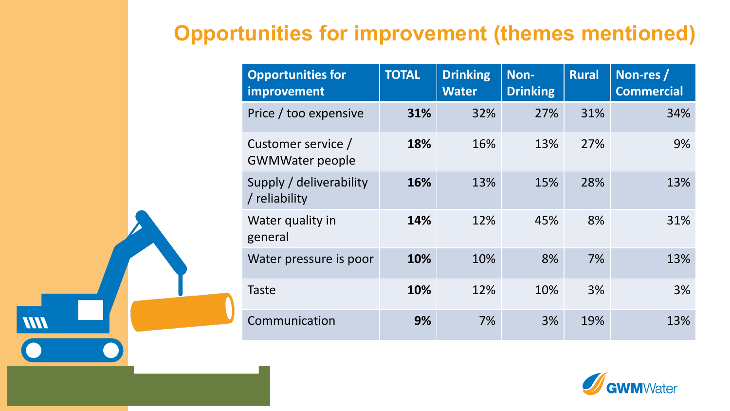# Opportunities for improvement (themes mentioned)

| Opportunities for improvement | TOTAL | Drinking Water | Non-Drinking | Rural | Non-res / Commercial |
|---|---|---|---|---|---|
| Price / too expensive | **31%** | 32% | 27% | 31% | 34% |
| Customer service / GWMWater people | **18%** | 16% | 13% | 27% | 9% |
| Supply / deliverability / reliability | **16%** | 13% | 15% | 28% | 13% |
| Water quality in general | **14%** | 12% | 45% | 8% | 31% |
| Water pressure is poor | **10%** | 10% | 8% | 7% | 13% |
| Taste | **10%** | 12% | 10% | 3% | 3% |
| Communication | **9%** | 7% | 3% | 19% | 13% |

GWMWater